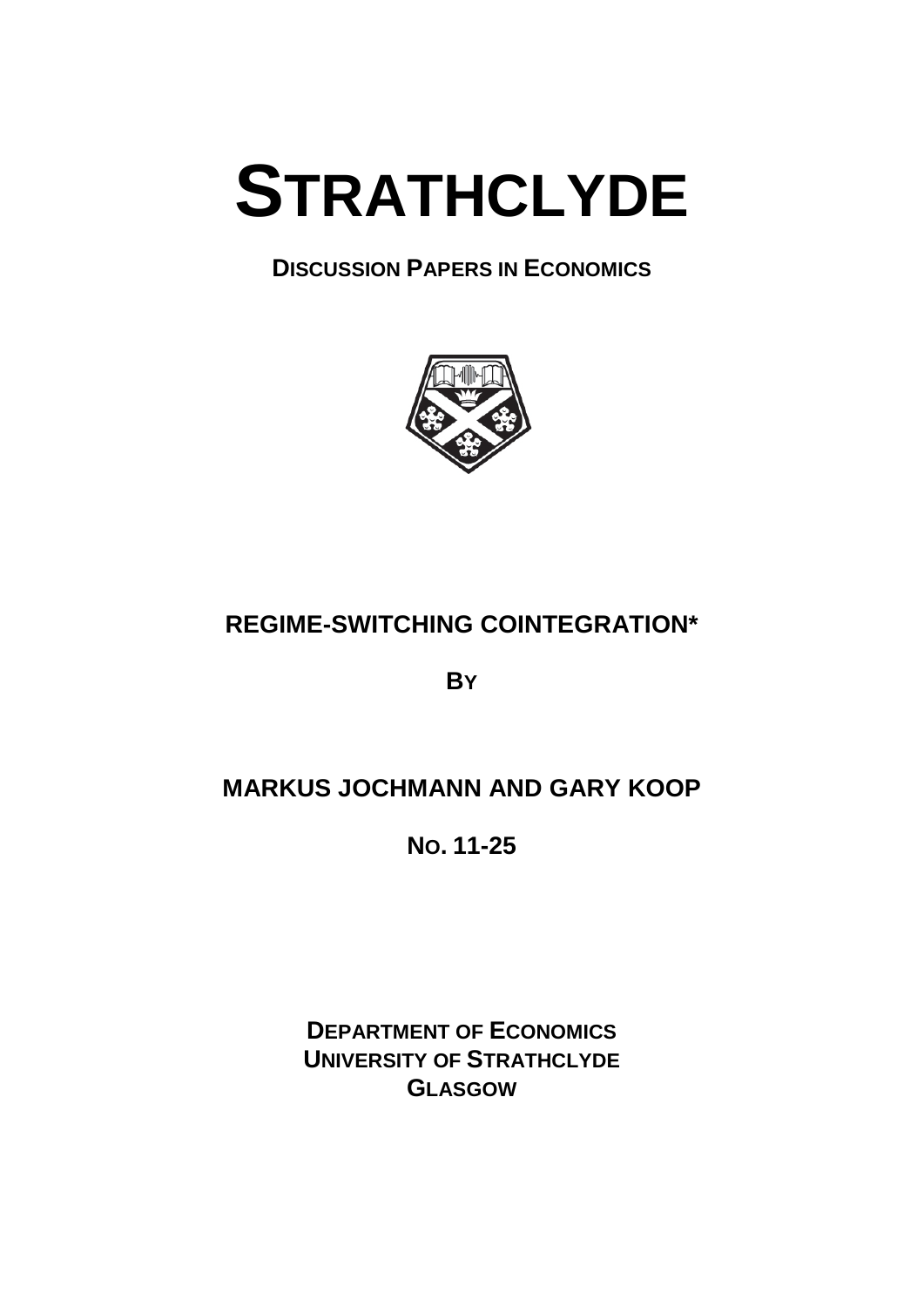# STRATHCLYDE

## DISCUSSION PAPERS IN ECONOMICS

## REGIME-SWITCHING COINTEGRATION*

**BY**

**MARKUS JOCHMANN AND GARY KOOP**

**NO. 11-25**

**DEPARTMENT OF ECONOMICS**
**UNIVERSITY OF STRATHCLYDE**
**GLASGOW**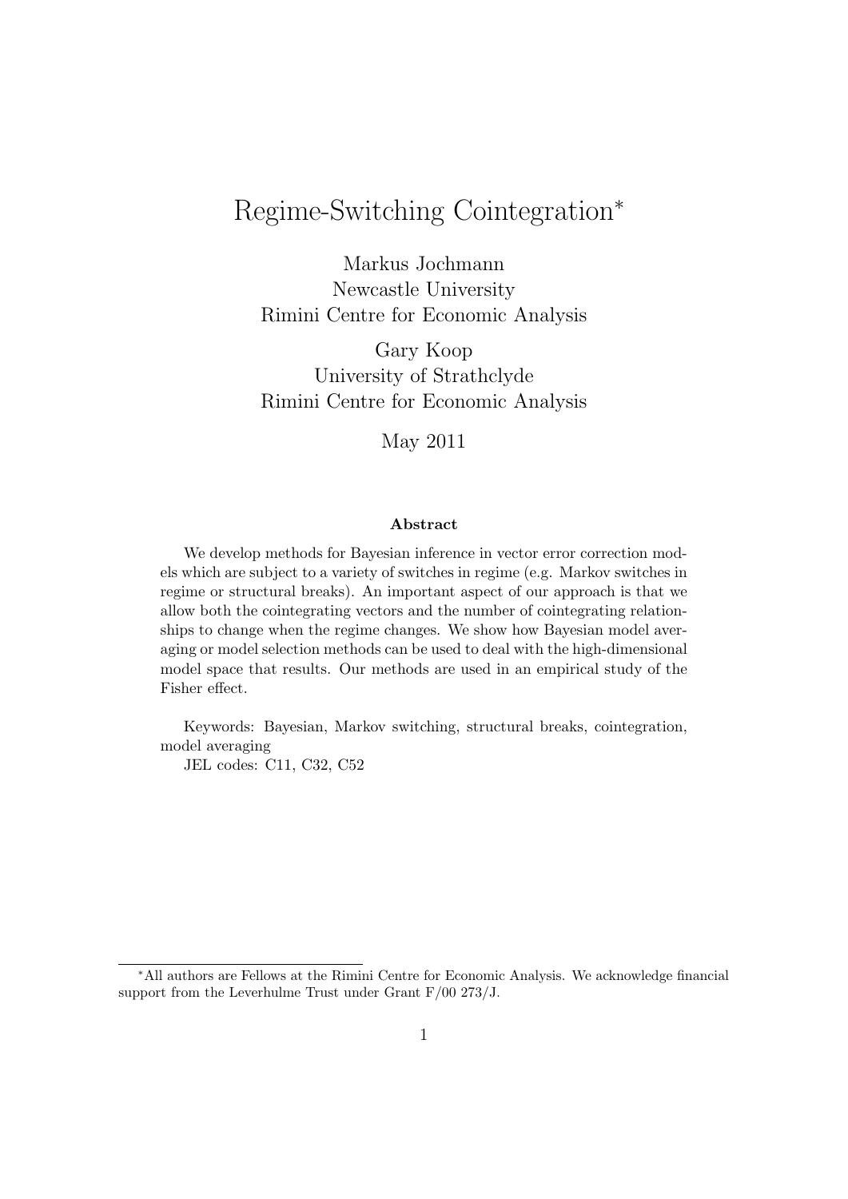# Regime-Switching Cointegration*

Markus Jochmann
Newcastle University
Rimini Centre for Economic Analysis

Gary Koop
University of Strathclyde
Rimini Centre for Economic Analysis

May 2011

### Abstract

We develop methods for Bayesian inference in vector error correction models which are subject to a variety of switches in regime (e.g. Markov switches in regime or structural breaks). An important aspect of our approach is that we allow both the cointegrating vectors and the number of cointegrating relationships to change when the regime changes. We show how Bayesian model averaging or model selection methods can be used to deal with the high-dimensional model space that results. Our methods are used in an empirical study of the Fisher effect.

Keywords: Bayesian, Markov switching, structural breaks, cointegration, model averaging

JEL codes: C11, C32, C52

---

*All authors are Fellows at the Rimini Centre for Economic Analysis. We acknowledge financial support from the Leverhulme Trust under Grant F/00 273/J.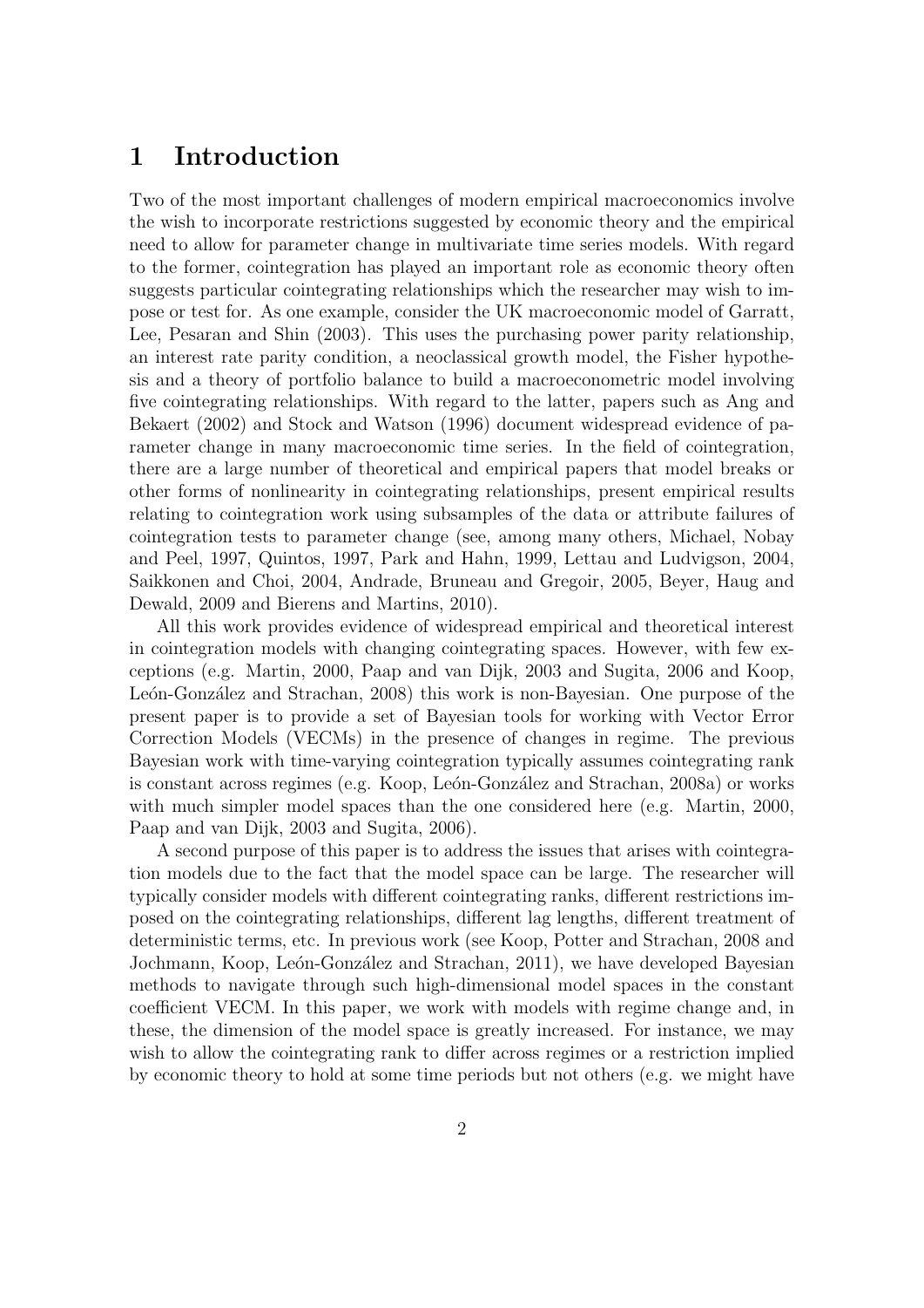# 1 Introduction

Two of the most important challenges of modern empirical macroeconomics involve the wish to incorporate restrictions suggested by economic theory and the empirical need to allow for parameter change in multivariate time series models. With regard to the former, cointegration has played an important role as economic theory often suggests particular cointegrating relationships which the researcher may wish to impose or test for. As one example, consider the UK macroeconomic model of Garratt, Lee, Pesaran and Shin (2003). This uses the purchasing power parity relationship, an interest rate parity condition, a neoclassical growth model, the Fisher hypothesis and a theory of portfolio balance to build a macroeconometric model involving five cointegrating relationships. With regard to the latter, papers such as Ang and Bekaert (2002) and Stock and Watson (1996) document widespread evidence of parameter change in many macroeconomic time series. In the field of cointegration, there are a large number of theoretical and empirical papers that model breaks or other forms of nonlinearity in cointegrating relationships, present empirical results relating to cointegration work using subsamples of the data or attribute failures of cointegration tests to parameter change (see, among many others, Michael, Nobay and Peel, 1997, Quintos, 1997, Park and Hahn, 1999, Lettau and Ludvigson, 2004, Saikkonen and Choi, 2004, Andrade, Bruneau and Gregoir, 2005, Beyer, Haug and Dewald, 2009 and Bierens and Martins, 2010).

All this work provides evidence of widespread empirical and theoretical interest in cointegration models with changing cointegrating spaces. However, with few exceptions (e.g. Martin, 2000, Paap and van Dijk, 2003 and Sugita, 2006 and Koop, León-González and Strachan, 2008) this work is non-Bayesian. One purpose of the present paper is to provide a set of Bayesian tools for working with Vector Error Correction Models (VECMs) in the presence of changes in regime. The previous Bayesian work with time-varying cointegration typically assumes cointegrating rank is constant across regimes (e.g. Koop, León-González and Strachan, 2008a) or works with much simpler model spaces than the one considered here (e.g. Martin, 2000, Paap and van Dijk, 2003 and Sugita, 2006).

A second purpose of this paper is to address the issues that arises with cointegration models due to the fact that the model space can be large. The researcher will typically consider models with different cointegrating ranks, different restrictions imposed on the cointegrating relationships, different lag lengths, different treatment of deterministic terms, etc. In previous work (see Koop, Potter and Strachan, 2008 and Jochmann, Koop, León-González and Strachan, 2011), we have developed Bayesian methods to navigate through such high-dimensional model spaces in the constant coefficient VECM. In this paper, we work with models with regime change and, in these, the dimension of the model space is greatly increased. For instance, we may wish to allow the cointegrating rank to differ across regimes or a restriction implied by economic theory to hold at some time periods but not others (e.g. we might have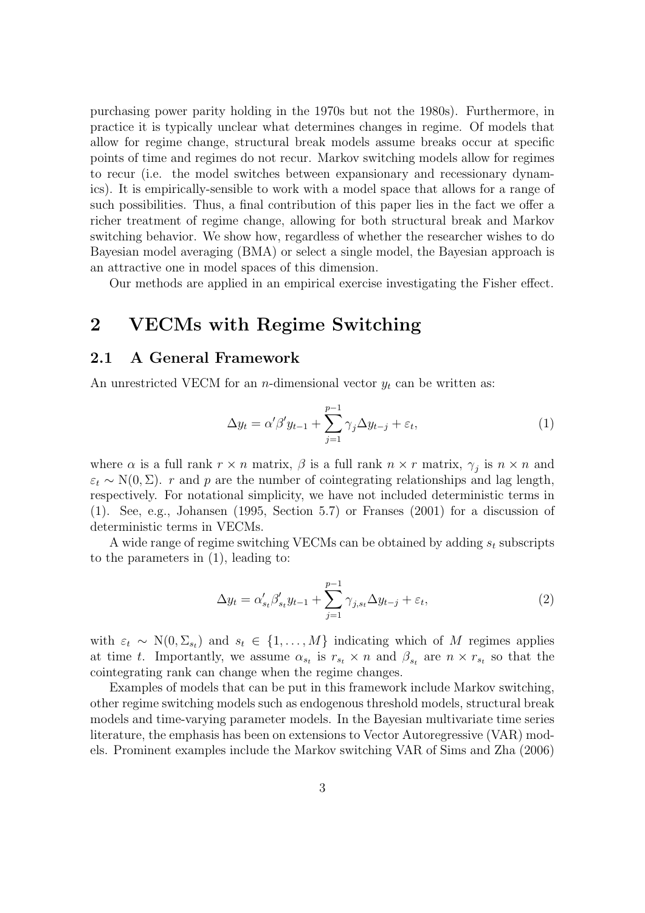purchasing power parity holding in the 1970s but not the 1980s). Furthermore, in practice it is typically unclear what determines changes in regime. Of models that allow for regime change, structural break models assume breaks occur at specific points of time and regimes do not recur. Markov switching models allow for regimes to recur (i.e. the model switches between expansionary and recessionary dynamics). It is empirically-sensible to work with a model space that allows for a range of such possibilities. Thus, a final contribution of this paper lies in the fact we offer a richer treatment of regime change, allowing for both structural break and Markov switching behavior. We show how, regardless of whether the researcher wishes to do Bayesian model averaging (BMA) or select a single model, the Bayesian approach is an attractive one in model spaces of this dimension.

Our methods are applied in an empirical exercise investigating the Fisher effect.

# 2 VECMs with Regime Switching

## 2.1 A General Framework

An unrestricted VECM for an $n$-dimensional vector $y_t$ can be written as:

$$\Delta y_t = \alpha' \beta' y_{t-1} + \sum_{j=1}^{p-1} \gamma_j \Delta y_{t-j} + \varepsilon_t, \tag{1}$$

where $\alpha$ is a full rank $r \times n$ matrix, $\beta$ is a full rank $n \times r$ matrix, $\gamma_j$ is $n \times n$ and $\varepsilon_t \sim \mathrm{N}(0, \Sigma)$. $r$ and $p$ are the number of cointegrating relationships and lag length, respectively. For notational simplicity, we have not included deterministic terms in (1). See, e.g., Johansen (1995, Section 5.7) or Franses (2001) for a discussion of deterministic terms in VECMs.

A wide range of regime switching VECMs can be obtained by adding $s_t$ subscripts to the parameters in (1), leading to:

$$\Delta y_t = \alpha'_{s_t} \beta'_{s_t} y_{t-1} + \sum_{j=1}^{p-1} \gamma_{j,s_t} \Delta y_{t-j} + \varepsilon_t, \tag{2}$$

with $\varepsilon_t \sim \mathrm{N}(0, \Sigma_{s_t})$ and $s_t \in \{1, \ldots, M\}$ indicating which of $M$ regimes applies at time $t$. Importantly, we assume $\alpha_{s_t}$ is $r_{s_t} \times n$ and $\beta_{s_t}$ are $n \times r_{s_t}$ so that the cointegrating rank can change when the regime changes.

Examples of models that can be put in this framework include Markov switching, other regime switching models such as endogenous threshold models, structural break models and time-varying parameter models. In the Bayesian multivariate time series literature, the emphasis has been on extensions to Vector Autoregressive (VAR) models. Prominent examples include the Markov switching VAR of Sims and Zha (2006)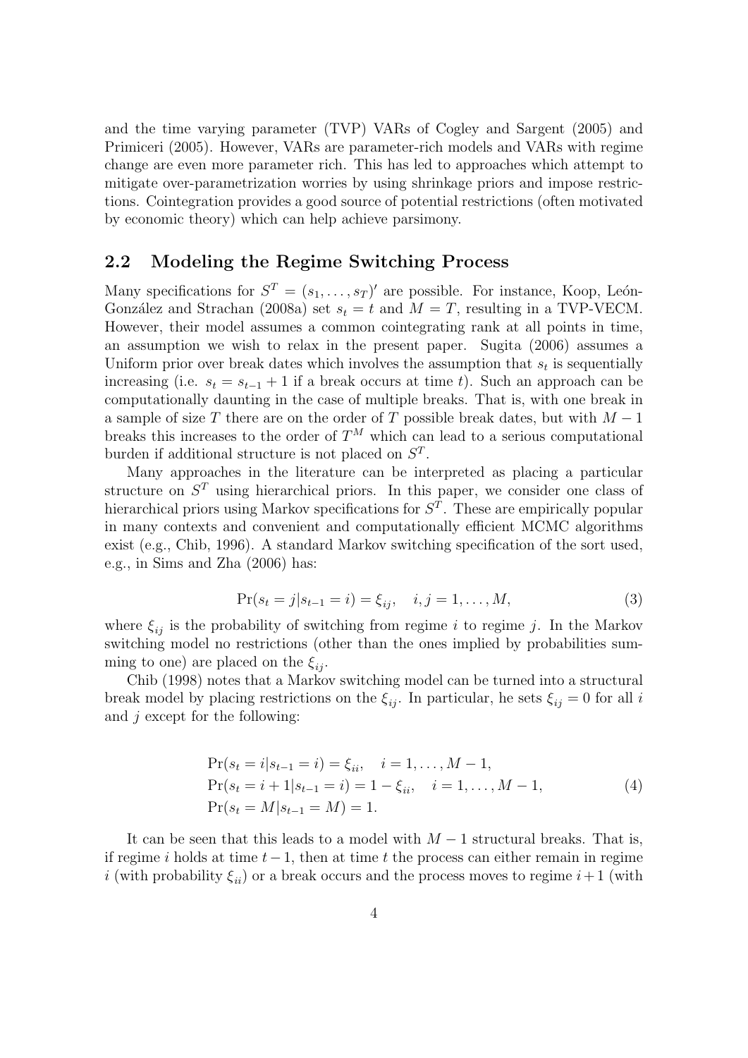and the time varying parameter (TVP) VARs of Cogley and Sargent (2005) and Primiceri (2005). However, VARs are parameter-rich models and VARs with regime change are even more parameter rich. This has led to approaches which attempt to mitigate over-parametrization worries by using shrinkage priors and impose restrictions. Cointegration provides a good source of potential restrictions (often motivated by economic theory) which can help achieve parsimony.

## 2.2 Modeling the Regime Switching Process

Many specifications for $S^T = (s_1, \ldots, s_T)'$ are possible. For instance, Koop, León-González and Strachan (2008a) set $s_t = t$ and $M = T$, resulting in a TVP-VECM. However, their model assumes a common cointegrating rank at all points in time, an assumption we wish to relax in the present paper. Sugita (2006) assumes a Uniform prior over break dates which involves the assumption that $s_t$ is sequentially increasing (i.e. $s_t = s_{t-1} + 1$ if a break occurs at time $t$). Such an approach can be computationally daunting in the case of multiple breaks. That is, with one break in a sample of size $T$ there are on the order of $T$ possible break dates, but with $M - 1$ breaks this increases to the order of $T^M$ which can lead to a serious computational burden if additional structure is not placed on $S^T$.

Many approaches in the literature can be interpreted as placing a particular structure on $S^T$ using hierarchical priors. In this paper, we consider one class of hierarchical priors using Markov specifications for $S^T$. These are empirically popular in many contexts and convenient and computationally efficient MCMC algorithms exist (e.g., Chib, 1996). A standard Markov switching specification of the sort used, e.g., in Sims and Zha (2006) has:

$$\Pr(s_t = j | s_{t-1} = i) = \xi_{ij}, \quad i, j = 1, \ldots, M, \tag{3}$$

where $\xi_{ij}$ is the probability of switching from regime $i$ to regime $j$. In the Markov switching model no restrictions (other than the ones implied by probabilities summing to one) are placed on the $\xi_{ij}$.

Chib (1998) notes that a Markov switching model can be turned into a structural break model by placing restrictions on the $\xi_{ij}$. In particular, he sets $\xi_{ij} = 0$ for all $i$ and $j$ except for the following:

$$\begin{aligned}
&\Pr(s_t = i | s_{t-1} = i) = \xi_{ii}, \quad i = 1, \ldots, M-1, \\
&\Pr(s_t = i+1 | s_{t-1} = i) = 1 - \xi_{ii}, \quad i = 1, \ldots, M-1, \\
&\Pr(s_t = M | s_{t-1} = M) = 1.
\end{aligned} \tag{4}$$

It can be seen that this leads to a model with $M - 1$ structural breaks. That is, if regime $i$ holds at time $t - 1$, then at time $t$ the process can either remain in regime $i$ (with probability $\xi_{ii}$) or a break occurs and the process moves to regime $i + 1$ (with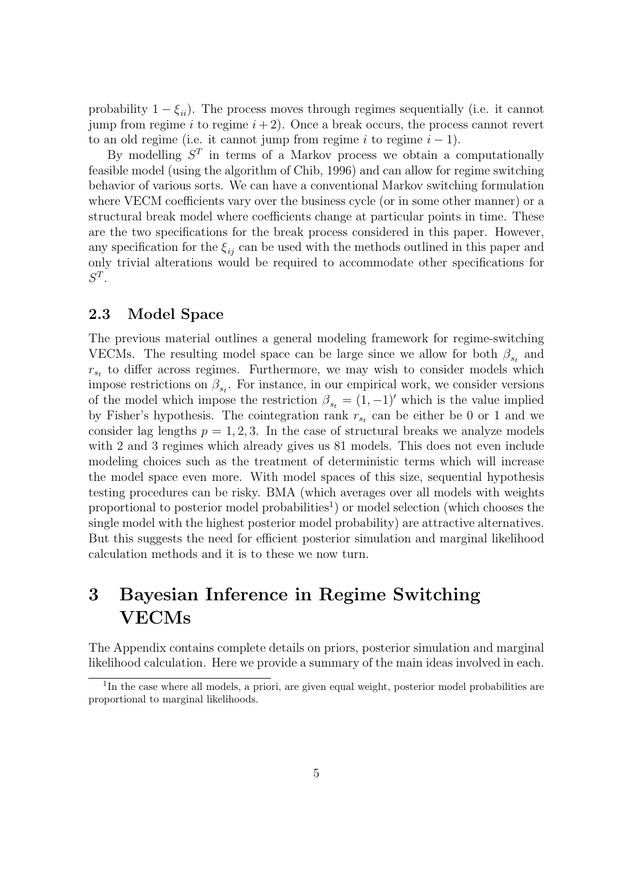probability $1 - \xi_{ii}$). The process moves through regimes sequentially (i.e. it cannot jump from regime $i$ to regime $i+2$). Once a break occurs, the process cannot revert to an old regime (i.e. it cannot jump from regime $i$ to regime $i-1$).

By modelling $S^T$ in terms of a Markov process we obtain a computationally feasible model (using the algorithm of Chib, 1996) and can allow for regime switching behavior of various sorts. We can have a conventional Markov switching formulation where VECM coefficients vary over the business cycle (or in some other manner) or a structural break model where coefficients change at particular points in time. These are the two specifications for the break process considered in this paper. However, any specification for the $\xi_{ij}$ can be used with the methods outlined in this paper and only trivial alterations would be required to accommodate other specifications for $S^T$.

## 2.3 Model Space

The previous material outlines a general modeling framework for regime-switching VECMs. The resulting model space can be large since we allow for both $\beta_{s_t}$ and $r_{s_t}$ to differ across regimes. Furthermore, we may wish to consider models which impose restrictions on $\beta_{s_t}$. For instance, in our empirical work, we consider versions of the model which impose the restriction $\beta_{s_t} = (1, -1)'$ which is the value implied by Fisher's hypothesis. The cointegration rank $r_{s_t}$ can be either be 0 or 1 and we consider lag lengths $p = 1, 2, 3$. In the case of structural breaks we analyze models with 2 and 3 regimes which already gives us 81 models. This does not even include modeling choices such as the treatment of deterministic terms which will increase the model space even more. With model spaces of this size, sequential hypothesis testing procedures can be risky. BMA (which averages over all models with weights proportional to posterior model probabilities[1]) or model selection (which chooses the single model with the highest posterior model probability) are attractive alternatives. But this suggests the need for efficient posterior simulation and marginal likelihood calculation methods and it is to these we now turn.

# 3 Bayesian Inference in Regime Switching VECMs

The Appendix contains complete details on priors, posterior simulation and marginal likelihood calculation. Here we provide a summary of the main ideas involved in each.

[1]In the case where all models, a priori, are given equal weight, posterior model probabilities are proportional to marginal likelihoods.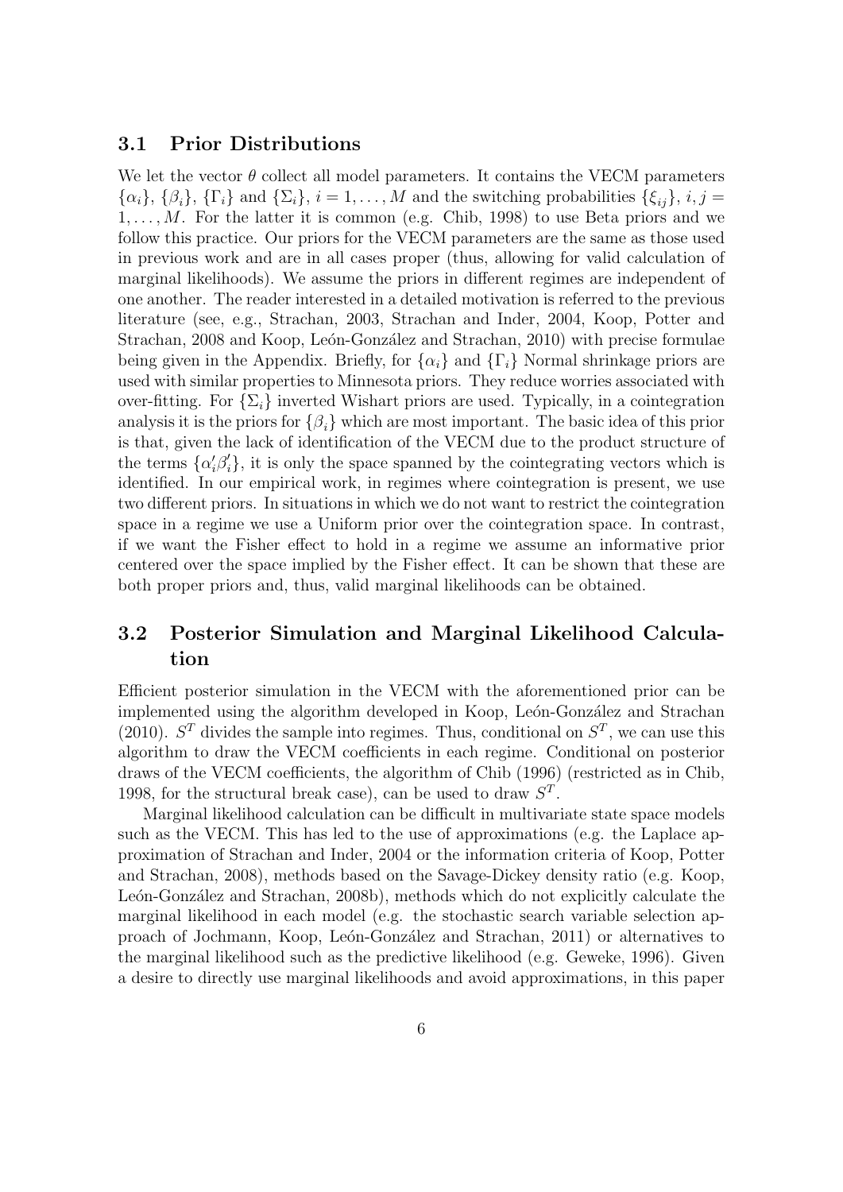### 3.1 Prior Distributions

We let the vector $\theta$ collect all model parameters. It contains the VECM parameters $\{\alpha_i\}$, $\{\beta_i\}$, $\{\Gamma_i\}$ and $\{\Sigma_i\}$, $i = 1, \ldots, M$ and the switching probabilities $\{\xi_{ij}\}$, $i, j = 1, \ldots, M$. For the latter it is common (e.g. Chib, 1998) to use Beta priors and we follow this practice. Our priors for the VECM parameters are the same as those used in previous work and are in all cases proper (thus, allowing for valid calculation of marginal likelihoods). We assume the priors in different regimes are independent of one another. The reader interested in a detailed motivation is referred to the previous literature (see, e.g., Strachan, 2003, Strachan and Inder, 2004, Koop, Potter and Strachan, 2008 and Koop, León-González and Strachan, 2010) with precise formulae being given in the Appendix. Briefly, for $\{\alpha_i\}$ and $\{\Gamma_i\}$ Normal shrinkage priors are used with similar properties to Minnesota priors. They reduce worries associated with over-fitting. For $\{\Sigma_i\}$ inverted Wishart priors are used. Typically, in a cointegration analysis it is the priors for $\{\beta_i\}$ which are most important. The basic idea of this prior is that, given the lack of identification of the VECM due to the product structure of the terms $\{\alpha_i'\beta_i'\}$, it is only the space spanned by the cointegrating vectors which is identified. In our empirical work, in regimes where cointegration is present, we use two different priors. In situations in which we do not want to restrict the cointegration space in a regime we use a Uniform prior over the cointegration space. In contrast, if we want the Fisher effect to hold in a regime we assume an informative prior centered over the space implied by the Fisher effect. It can be shown that these are both proper priors and, thus, valid marginal likelihoods can be obtained.

### 3.2 Posterior Simulation and Marginal Likelihood Calculation

Efficient posterior simulation in the VECM with the aforementioned prior can be implemented using the algorithm developed in Koop, León-González and Strachan (2010). $S^T$ divides the sample into regimes. Thus, conditional on $S^T$, we can use this algorithm to draw the VECM coefficients in each regime. Conditional on posterior draws of the VECM coefficients, the algorithm of Chib (1996) (restricted as in Chib, 1998, for the structural break case), can be used to draw $S^T$.

Marginal likelihood calculation can be difficult in multivariate state space models such as the VECM. This has led to the use of approximations (e.g. the Laplace approximation of Strachan and Inder, 2004 or the information criteria of Koop, Potter and Strachan, 2008), methods based on the Savage-Dickey density ratio (e.g. Koop, León-González and Strachan, 2008b), methods which do not explicitly calculate the marginal likelihood in each model (e.g. the stochastic search variable selection approach of Jochmann, Koop, León-González and Strachan, 2011) or alternatives to the marginal likelihood such as the predictive likelihood (e.g. Geweke, 1996). Given a desire to directly use marginal likelihoods and avoid approximations, in this paper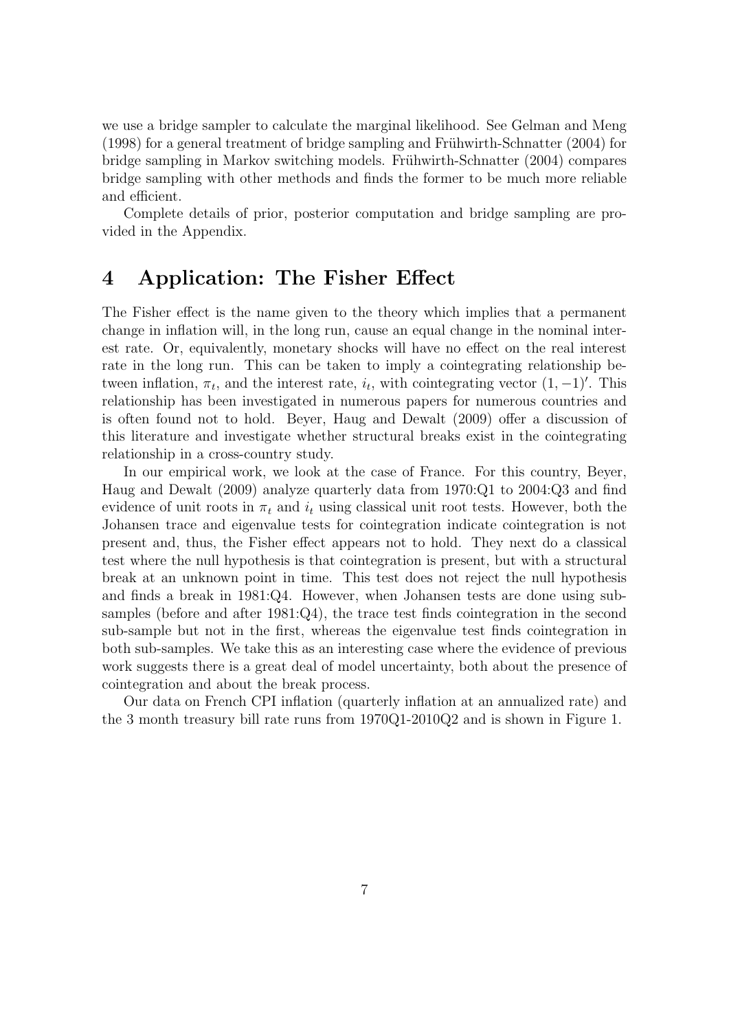we use a bridge sampler to calculate the marginal likelihood. See Gelman and Meng (1998) for a general treatment of bridge sampling and Frühwirth-Schnatter (2004) for bridge sampling in Markov switching models. Frühwirth-Schnatter (2004) compares bridge sampling with other methods and finds the former to be much more reliable and efficient.

Complete details of prior, posterior computation and bridge sampling are provided in the Appendix.

# 4 Application: The Fisher Effect

The Fisher effect is the name given to the theory which implies that a permanent change in inflation will, in the long run, cause an equal change in the nominal interest rate. Or, equivalently, monetary shocks will have no effect on the real interest rate in the long run. This can be taken to imply a cointegrating relationship between inflation, $\pi_t$, and the interest rate, $i_t$, with cointegrating vector $(1, -1)'$. This relationship has been investigated in numerous papers for numerous countries and is often found not to hold. Beyer, Haug and Dewalt (2009) offer a discussion of this literature and investigate whether structural breaks exist in the cointegrating relationship in a cross-country study.

In our empirical work, we look at the case of France. For this country, Beyer, Haug and Dewalt (2009) analyze quarterly data from 1970:Q1 to 2004:Q3 and find evidence of unit roots in $\pi_t$ and $i_t$ using classical unit root tests. However, both the Johansen trace and eigenvalue tests for cointegration indicate cointegration is not present and, thus, the Fisher effect appears not to hold. They next do a classical test where the null hypothesis is that cointegration is present, but with a structural break at an unknown point in time. This test does not reject the null hypothesis and finds a break in 1981:Q4. However, when Johansen tests are done using sub-samples (before and after 1981:Q4), the trace test finds cointegration in the second sub-sample but not in the first, whereas the eigenvalue test finds cointegration in both sub-samples. We take this as an interesting case where the evidence of previous work suggests there is a great deal of model uncertainty, both about the presence of cointegration and about the break process.

Our data on French CPI inflation (quarterly inflation at an annualized rate) and the 3 month treasury bill rate runs from 1970Q1-2010Q2 and is shown in Figure 1.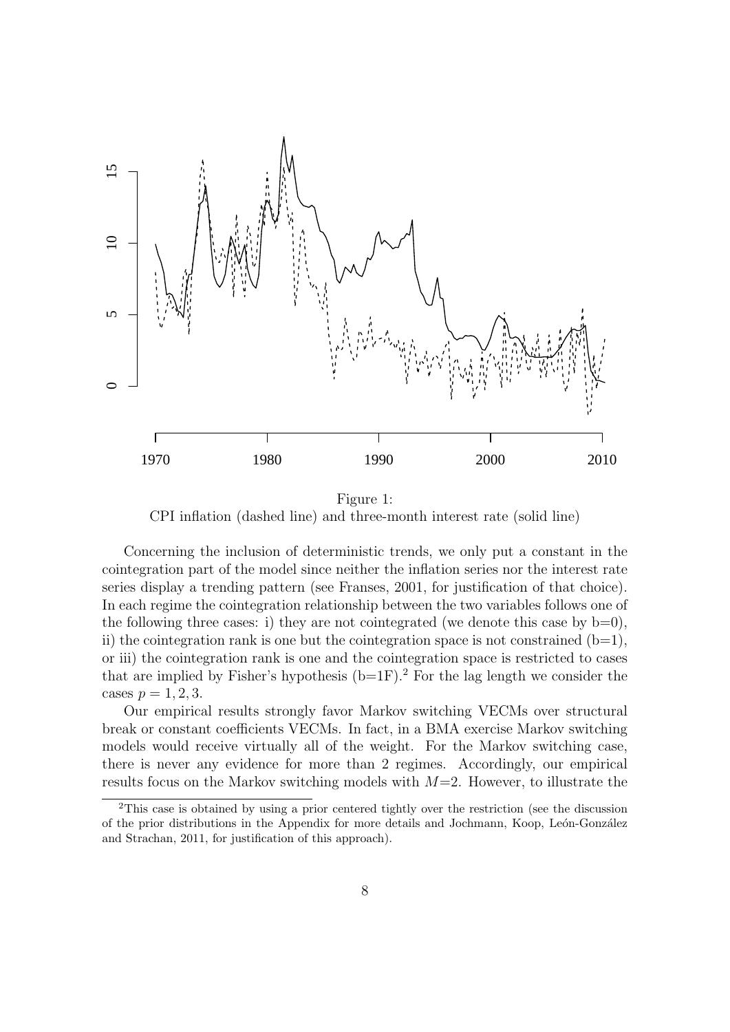Figure 1:
CPI inflation (dashed line) and three-month interest rate (solid line)

Concerning the inclusion of deterministic trends, we only put a constant in the cointegration part of the model since neither the inflation series nor the interest rate series display a trending pattern (see Franses, 2001, for justification of that choice). In each regime the cointegration relationship between the two variables follows one of the following three cases: i) they are not cointegrated (we denote this case by b=0), ii) the cointegration rank is one but the cointegration space is not constrained (b=1), or iii) the cointegration rank is one and the cointegration space is restricted to cases that are implied by Fisher's hypothesis (b=1F).[2] For the lag length we consider the cases $p = 1, 2, 3$.

Our empirical results strongly favor Markov switching VECMs over structural break or constant coefficients VECMs. In fact, in a BMA exercise Markov switching models would receive virtually all of the weight. For the Markov switching case, there is never any evidence for more than 2 regimes. Accordingly, our empirical results focus on the Markov switching models with $M$=2. However, to illustrate the

[2] This case is obtained by using a prior centered tightly over the restriction (see the discussion of the prior distributions in the Appendix for more details and Jochmann, Koop, León-González and Strachan, 2011, for justification of this approach).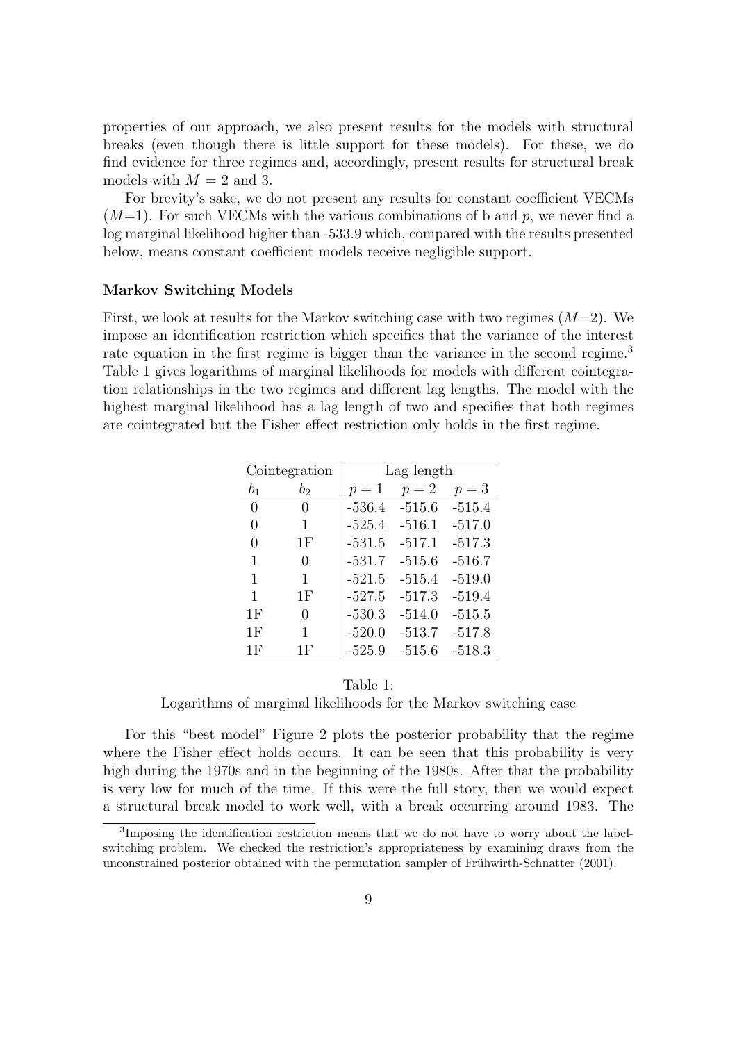properties of our approach, we also present results for the models with structural breaks (even though there is little support for these models). For these, we do find evidence for three regimes and, accordingly, present results for structural break models with $M = 2$ and 3.

For brevity's sake, we do not present any results for constant coefficient VECMs ($M$=1). For such VECMs with the various combinations of b and $p$, we never find a log marginal likelihood higher than -533.9 which, compared with the results presented below, means constant coefficient models receive negligible support.

### Markov Switching Models

First, we look at results for the Markov switching case with two regimes ($M$=2). We impose an identification restriction which specifies that the variance of the interest rate equation in the first regime is bigger than the variance in the second regime.[3] Table 1 gives logarithms of marginal likelihoods for models with different cointegration relationships in the two regimes and different lag lengths. The model with the highest marginal likelihood has a lag length of two and specifies that both regimes are cointegrated but the Fisher effect restriction only holds in the first regime.

| Cointegration | | Lag length | | |
|---|---|---|---|---|
| $b_1$ | $b_2$ | $p = 1$ | $p = 2$ | $p = 3$ |
| 0 | 0 | -536.4 | -515.6 | -515.4 |
| 0 | 1 | -525.4 | -516.1 | -517.0 |
| 0 | 1F | -531.5 | -517.1 | -517.3 |
| 1 | 0 | -531.7 | -515.6 | -516.7 |
| 1 | 1 | -521.5 | -515.4 | -519.0 |
| 1 | 1F | -527.5 | -517.3 | -519.4 |
| 1F | 0 | -530.3 | -514.0 | -515.5 |
| 1F | 1 | -520.0 | -513.7 | -517.8 |
| 1F | 1F | -525.9 | -515.6 | -518.3 |

Table 1:
Logarithms of marginal likelihoods for the Markov switching case

For this "best model" Figure 2 plots the posterior probability that the regime where the Fisher effect holds occurs. It can be seen that this probability is very high during the 1970s and in the beginning of the 1980s. After that the probability is very low for much of the time. If this were the full story, then we would expect a structural break model to work well, with a break occurring around 1983. The

[3] Imposing the identification restriction means that we do not have to worry about the label-switching problem. We checked the restriction's appropriateness by examining draws from the unconstrained posterior obtained with the permutation sampler of Frühwirth-Schnatter (2001).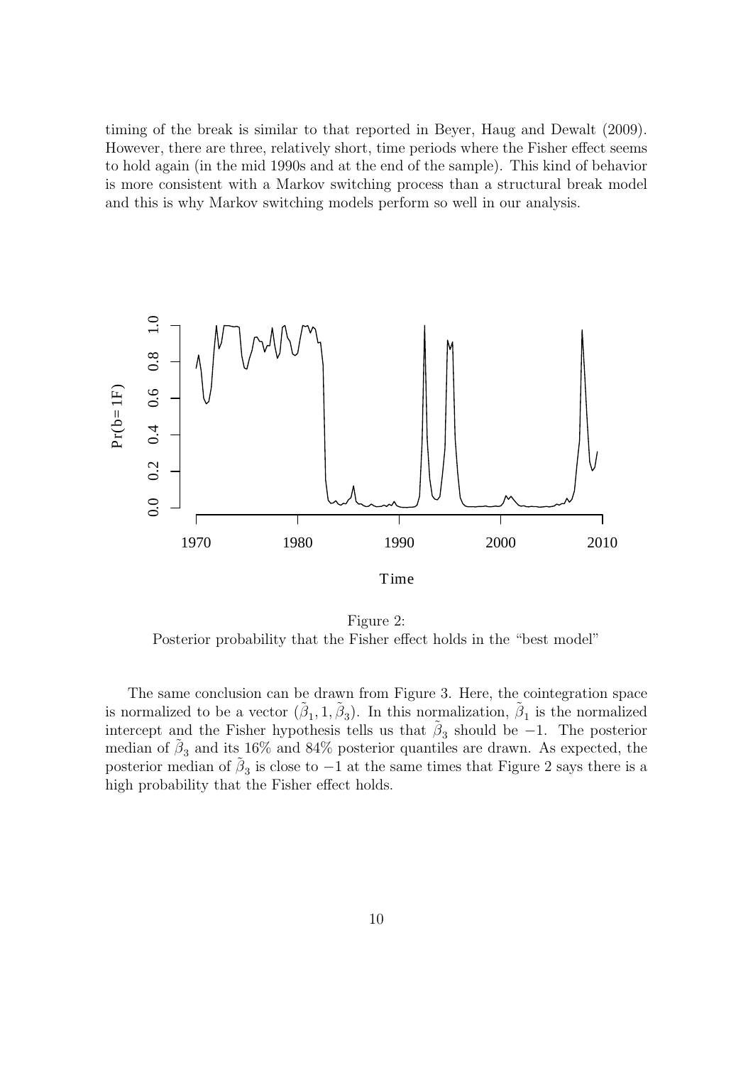timing of the break is similar to that reported in Beyer, Haug and Dewalt (2009). However, there are three, relatively short, time periods where the Fisher effect seems to hold again (in the mid 1990s and at the end of the sample). This kind of behavior is more consistent with a Markov switching process than a structural break model and this is why Markov switching models perform so well in our analysis.

Figure 2:
Posterior probability that the Fisher effect holds in the "best model"

The same conclusion can be drawn from Figure 3. Here, the cointegration space is normalized to be a vector $(\tilde{\beta}_1, 1, \tilde{\beta}_3)$. In this normalization, $\tilde{\beta}_1$ is the normalized intercept and the Fisher hypothesis tells us that $\tilde{\beta}_3$ should be $-1$. The posterior median of $\tilde{\beta}_3$ and its 16% and 84% posterior quantiles are drawn. As expected, the posterior median of $\tilde{\beta}_3$ is close to $-1$ at the same times that Figure 2 says there is a high probability that the Fisher effect holds.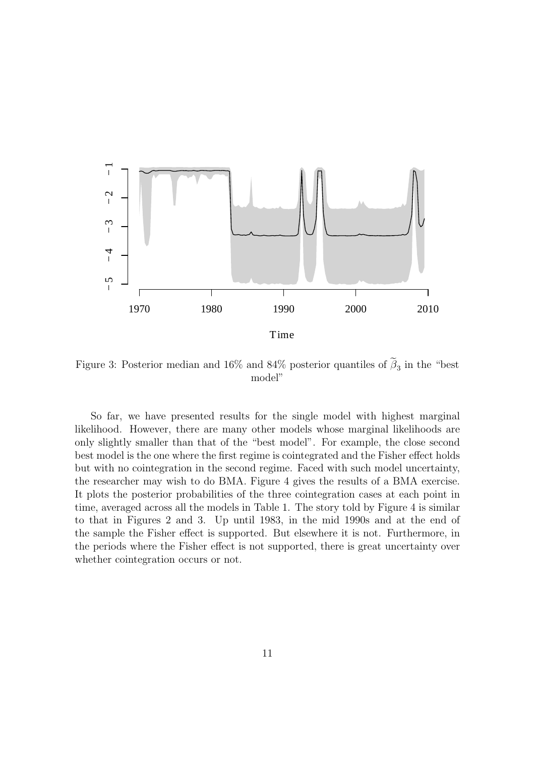Figure 3: Posterior median and 16% and 84% posterior quantiles of $\widetilde{\beta}_3$ in the "best model"

So far, we have presented results for the single model with highest marginal likelihood. However, there are many other models whose marginal likelihoods are only slightly smaller than that of the "best model". For example, the close second best model is the one where the first regime is cointegrated and the Fisher effect holds but with no cointegration in the second regime. Faced with such model uncertainty, the researcher may wish to do BMA. Figure 4 gives the results of a BMA exercise. It plots the posterior probabilities of the three cointegration cases at each point in time, averaged across all the models in Table 1. The story told by Figure 4 is similar to that in Figures 2 and 3. Up until 1983, in the mid 1990s and at the end of the sample the Fisher effect is supported. But elsewhere it is not. Furthermore, in the periods where the Fisher effect is not supported, there is great uncertainty over whether cointegration occurs or not.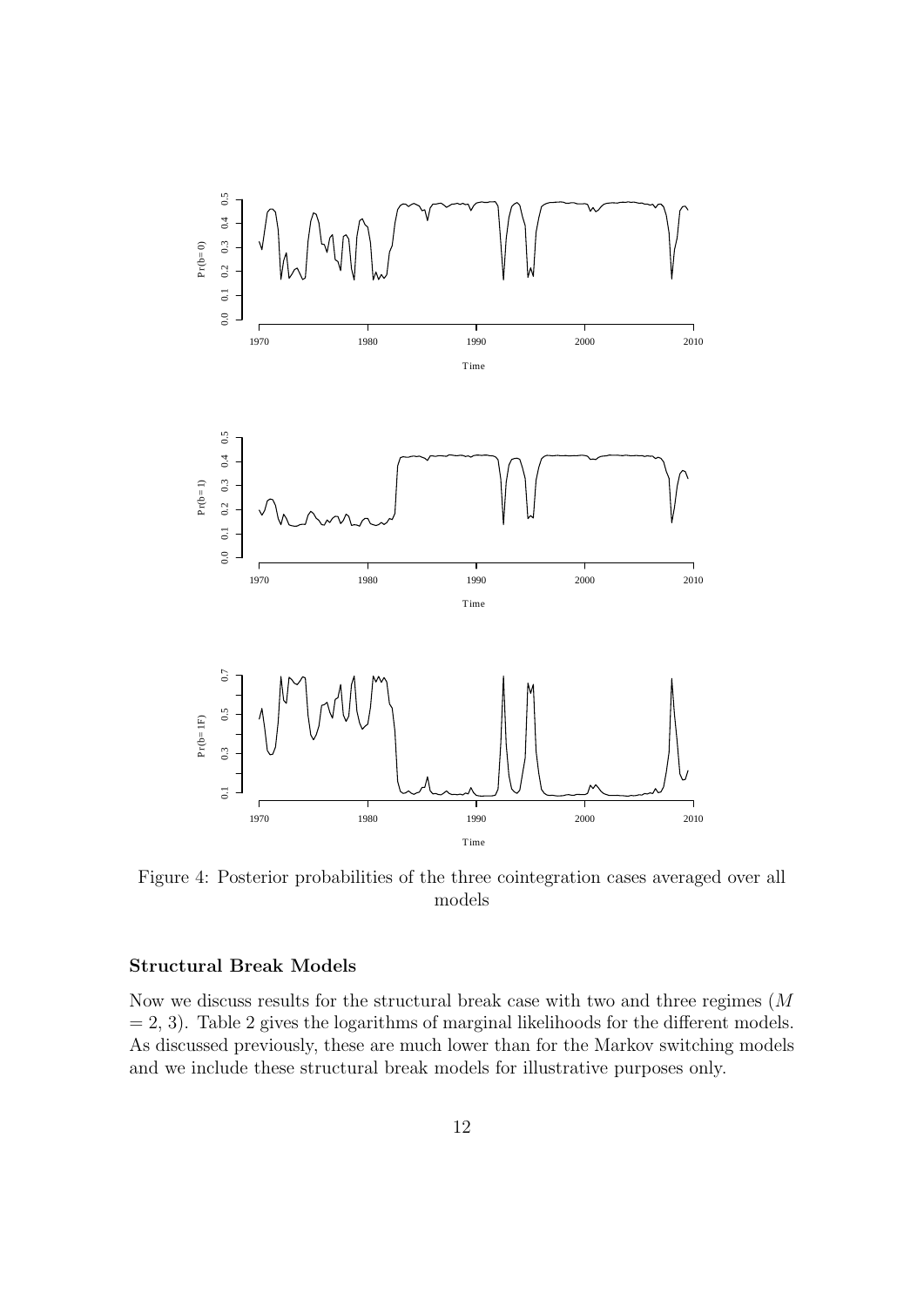Figure 4: Posterior probabilities of the three cointegration cases averaged over all models

### Structural Break Models

Now we discuss results for the structural break case with two and three regimes ($M = 2, 3$). Table 2 gives the logarithms of marginal likelihoods for the different models. As discussed previously, these are much lower than for the Markov switching models and we include these structural break models for illustrative purposes only.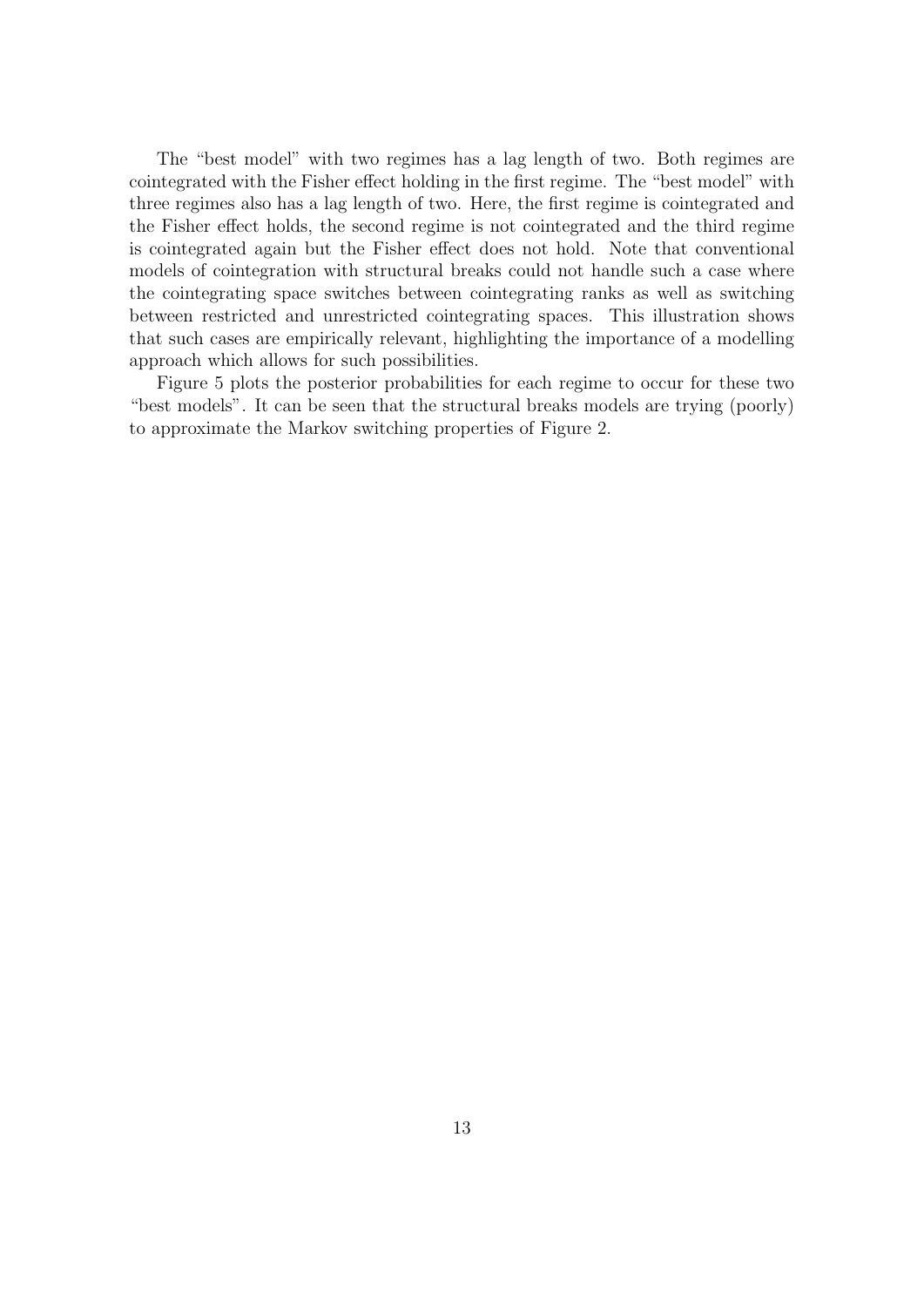The "best model" with two regimes has a lag length of two. Both regimes are cointegrated with the Fisher effect holding in the first regime. The "best model" with three regimes also has a lag length of two. Here, the first regime is cointegrated and the Fisher effect holds, the second regime is not cointegrated and the third regime is cointegrated again but the Fisher effect does not hold. Note that conventional models of cointegration with structural breaks could not handle such a case where the cointegrating space switches between cointegrating ranks as well as switching between restricted and unrestricted cointegrating spaces. This illustration shows that such cases are empirically relevant, highlighting the importance of a modelling approach which allows for such possibilities.

Figure 5 plots the posterior probabilities for each regime to occur for these two "best models". It can be seen that the structural breaks models are trying (poorly) to approximate the Markov switching properties of Figure 2.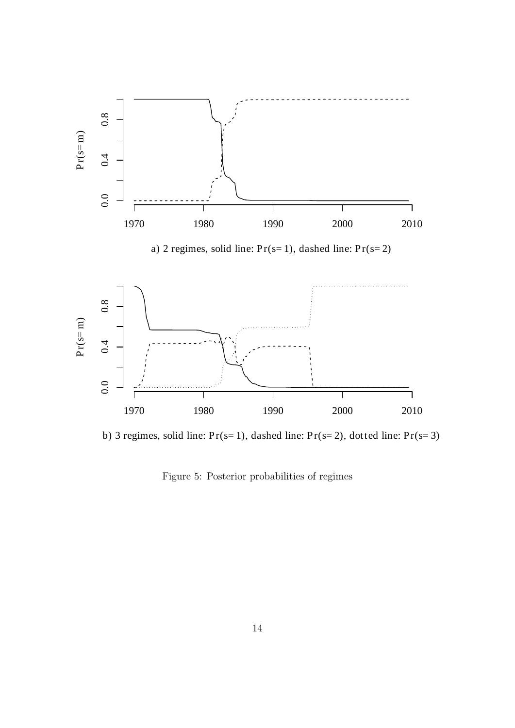a) 2 regimes, solid line: Pr(s= 1), dashed line: Pr(s= 2)

b) 3 regimes, solid line: Pr(s= 1), dashed line: Pr(s= 2), dotted line: Pr(s= 3)

Figure 5: Posterior probabilities of regimes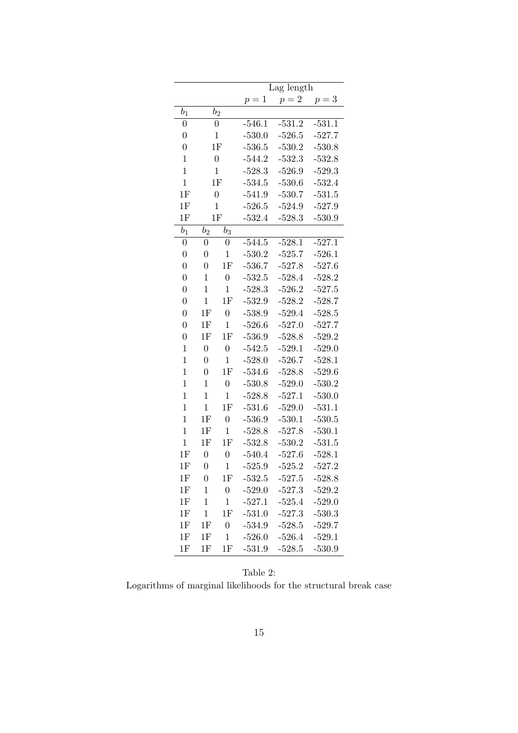| | | | Lag length | | |
|---|---|---|---|---|---|
| | | | $p=1$ | $p=2$ | $p=3$ |
| $b_1$ | $b_2$ | | | | |
| 0 | 0 | | -546.1 | -531.2 | -531.1 |
| 0 | 1 | | -530.0 | -526.5 | -527.7 |
| 0 | 1F | | -536.5 | -530.2 | -530.8 |
| 1 | 0 | | -544.2 | -532.3 | -532.8 |
| 1 | 1 | | -528.3 | -526.9 | -529.3 |
| 1 | 1F | | -534.5 | -530.6 | -532.4 |
| 1F | 0 | | -541.9 | -530.7 | -531.5 |
| 1F | 1 | | -526.5 | -524.9 | -527.9 |
| 1F | 1F | | -532.4 | -528.3 | -530.9 |
| $b_1$ | $b_2$ | $b_3$ | | | |
| 0 | 0 | 0 | -544.5 | -528.1 | -527.1 |
| 0 | 0 | 1 | -530.2 | -525.7 | -526.1 |
| 0 | 0 | 1F | -536.7 | -527.8 | -527.6 |
| 0 | 1 | 0 | -532.5 | -528.4 | -528.2 |
| 0 | 1 | 1 | -528.3 | -526.2 | -527.5 |
| 0 | 1 | 1F | -532.9 | -528.2 | -528.7 |
| 0 | 1F | 0 | -538.9 | -529.4 | -528.5 |
| 0 | 1F | 1 | -526.6 | -527.0 | -527.7 |
| 0 | 1F | 1F | -536.9 | -528.8 | -529.2 |
| 1 | 0 | 0 | -542.5 | -529.1 | -529.0 |
| 1 | 0 | 1 | -528.0 | -526.7 | -528.1 |
| 1 | 0 | 1F | -534.6 | -528.8 | -529.6 |
| 1 | 1 | 0 | -530.8 | -529.0 | -530.2 |
| 1 | 1 | 1 | -528.8 | -527.1 | -530.0 |
| 1 | 1 | 1F | -531.6 | -529.0 | -531.1 |
| 1 | 1F | 0 | -536.9 | -530.1 | -530.5 |
| 1 | 1F | 1 | -528.8 | -527.8 | -530.1 |
| 1 | 1F | 1F | -532.8 | -530.2 | -531.5 |
| 1F | 0 | 0 | -540.4 | -527.6 | -528.1 |
| 1F | 0 | 1 | -525.9 | -525.2 | -527.2 |
| 1F | 0 | 1F | -532.5 | -527.5 | -528.8 |
| 1F | 1 | 0 | -529.0 | -527.3 | -529.2 |
| 1F | 1 | 1 | -527.1 | -525.4 | -529.0 |
| 1F | 1 | 1F | -531.0 | -527.3 | -530.3 |
| 1F | 1F | 0 | -534.9 | -528.5 | -529.7 |
| 1F | 1F | 1 | -526.0 | -526.4 | -529.1 |
| 1F | 1F | 1F | -531.9 | -528.5 | -530.9 |

Table 2:
Logarithms of marginal likelihoods for the structural break case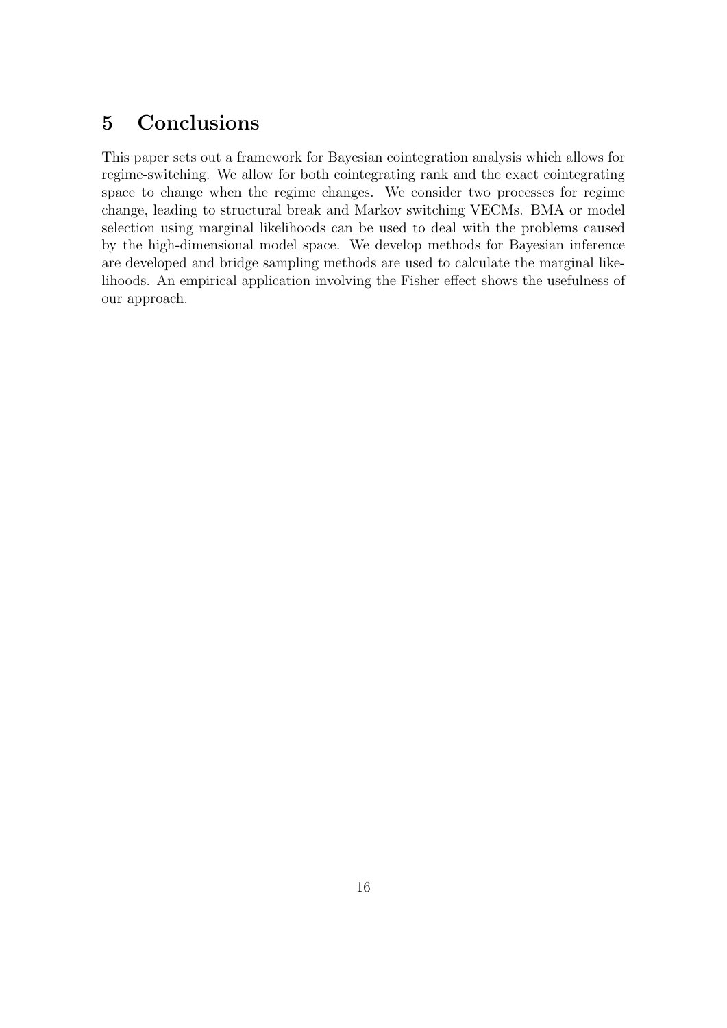# 5 Conclusions

This paper sets out a framework for Bayesian cointegration analysis which allows for regime-switching. We allow for both cointegrating rank and the exact cointegrating space to change when the regime changes. We consider two processes for regime change, leading to structural break and Markov switching VECMs. BMA or model selection using marginal likelihoods can be used to deal with the problems caused by the high-dimensional model space. We develop methods for Bayesian inference are developed and bridge sampling methods are used to calculate the marginal likelihoods. An empirical application involving the Fisher effect shows the usefulness of our approach.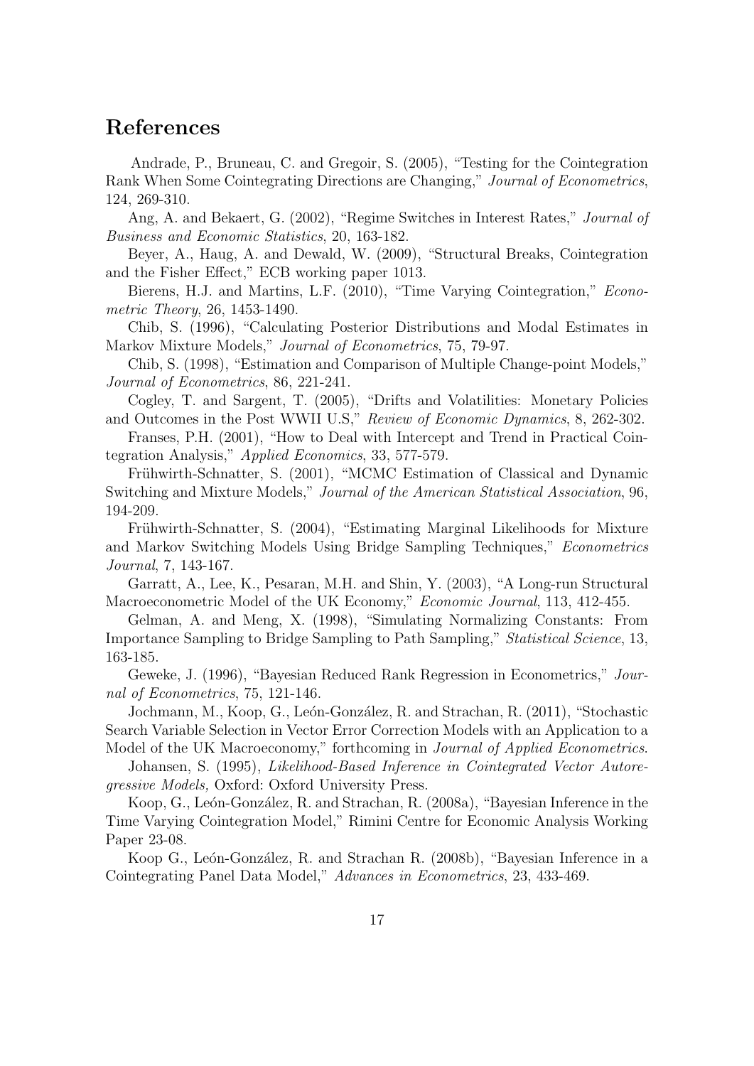# References

Andrade, P., Bruneau, C. and Gregoir, S. (2005), "Testing for the Cointegration Rank When Some Cointegrating Directions are Changing," *Journal of Econometrics*, 124, 269-310.

Ang, A. and Bekaert, G. (2002), "Regime Switches in Interest Rates," *Journal of Business and Economic Statistics*, 20, 163-182.

Beyer, A., Haug, A. and Dewald, W. (2009), "Structural Breaks, Cointegration and the Fisher Effect," ECB working paper 1013.

Bierens, H.J. and Martins, L.F. (2010), "Time Varying Cointegration," *Econometric Theory*, 26, 1453-1490.

Chib, S. (1996), "Calculating Posterior Distributions and Modal Estimates in Markov Mixture Models," *Journal of Econometrics*, 75, 79-97.

Chib, S. (1998), "Estimation and Comparison of Multiple Change-point Models," *Journal of Econometrics*, 86, 221-241.

Cogley, T. and Sargent, T. (2005), "Drifts and Volatilities: Monetary Policies and Outcomes in the Post WWII U.S," *Review of Economic Dynamics*, 8, 262-302.

Franses, P.H. (2001), "How to Deal with Intercept and Trend in Practical Cointegration Analysis," *Applied Economics*, 33, 577-579.

Frühwirth-Schnatter, S. (2001), "MCMC Estimation of Classical and Dynamic Switching and Mixture Models," *Journal of the American Statistical Association*, 96, 194-209.

Frühwirth-Schnatter, S. (2004), "Estimating Marginal Likelihoods for Mixture and Markov Switching Models Using Bridge Sampling Techniques," *Econometrics Journal*, 7, 143-167.

Garratt, A., Lee, K., Pesaran, M.H. and Shin, Y. (2003), "A Long-run Structural Macroeconometric Model of the UK Economy," *Economic Journal*, 113, 412-455.

Gelman, A. and Meng, X. (1998), "Simulating Normalizing Constants: From Importance Sampling to Bridge Sampling to Path Sampling," *Statistical Science*, 13, 163-185.

Geweke, J. (1996), "Bayesian Reduced Rank Regression in Econometrics," *Journal of Econometrics*, 75, 121-146.

Jochmann, M., Koop, G., León-González, R. and Strachan, R. (2011), "Stochastic Search Variable Selection in Vector Error Correction Models with an Application to a Model of the UK Macroeconomy," forthcoming in *Journal of Applied Econometrics*.

Johansen, S. (1995), *Likelihood-Based Inference in Cointegrated Vector Autoregressive Models,* Oxford: Oxford University Press.

Koop, G., León-González, R. and Strachan, R. (2008a), "Bayesian Inference in the Time Varying Cointegration Model," Rimini Centre for Economic Analysis Working Paper 23-08.

Koop G., León-González, R. and Strachan R. (2008b), "Bayesian Inference in a Cointegrating Panel Data Model," *Advances in Econometrics*, 23, 433-469.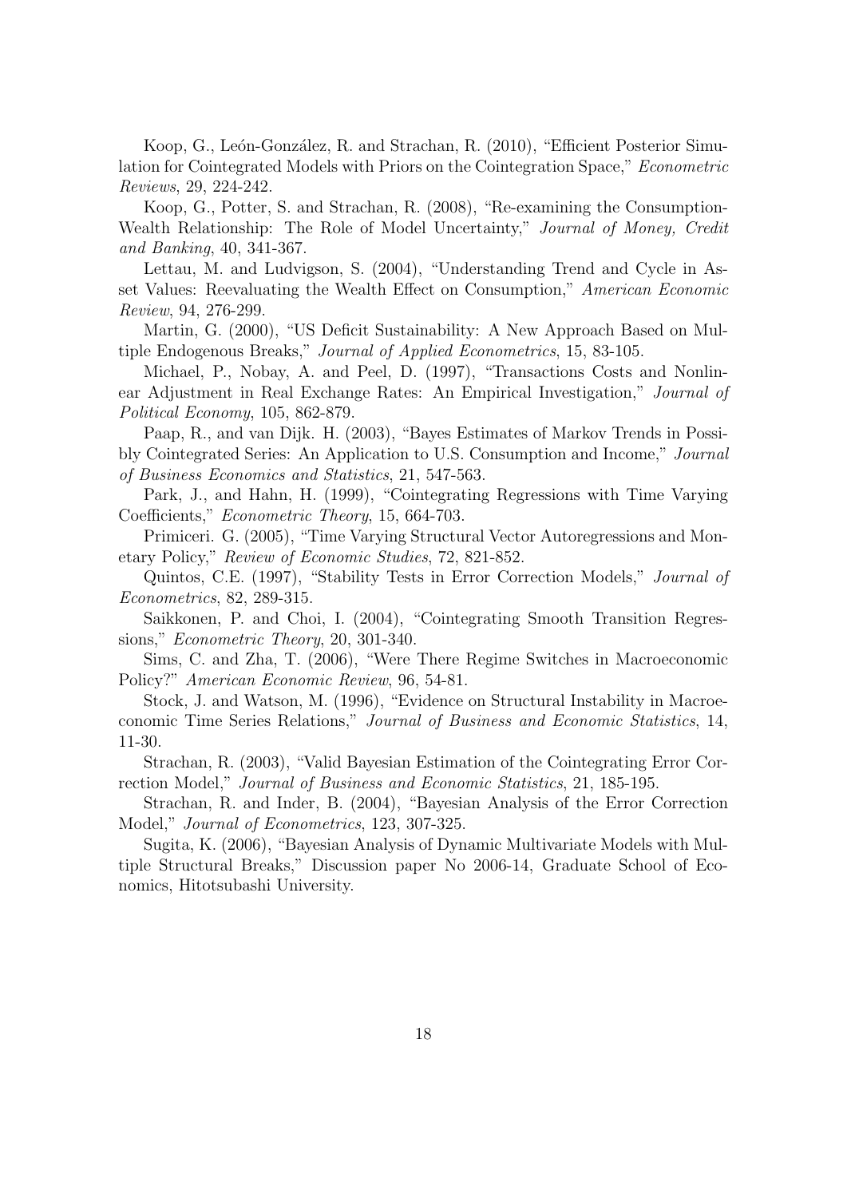Koop, G., León-González, R. and Strachan, R. (2010), "Efficient Posterior Simulation for Cointegrated Models with Priors on the Cointegration Space," *Econometric Reviews*, 29, 224-242.

Koop, G., Potter, S. and Strachan, R. (2008), "Re-examining the Consumption-Wealth Relationship: The Role of Model Uncertainty," *Journal of Money, Credit and Banking*, 40, 341-367.

Lettau, M. and Ludvigson, S. (2004), "Understanding Trend and Cycle in Asset Values: Reevaluating the Wealth Effect on Consumption," *American Economic Review*, 94, 276-299.

Martin, G. (2000), "US Deficit Sustainability: A New Approach Based on Multiple Endogenous Breaks," *Journal of Applied Econometrics*, 15, 83-105.

Michael, P., Nobay, A. and Peel, D. (1997), "Transactions Costs and Nonlinear Adjustment in Real Exchange Rates: An Empirical Investigation," *Journal of Political Economy*, 105, 862-879.

Paap, R., and van Dijk. H. (2003), "Bayes Estimates of Markov Trends in Possibly Cointegrated Series: An Application to U.S. Consumption and Income," *Journal of Business Economics and Statistics*, 21, 547-563.

Park, J., and Hahn, H. (1999), "Cointegrating Regressions with Time Varying Coefficients," *Econometric Theory*, 15, 664-703.

Primiceri. G. (2005), "Time Varying Structural Vector Autoregressions and Monetary Policy," *Review of Economic Studies*, 72, 821-852.

Quintos, C.E. (1997), "Stability Tests in Error Correction Models," *Journal of Econometrics*, 82, 289-315.

Saikkonen, P. and Choi, I. (2004), "Cointegrating Smooth Transition Regressions," *Econometric Theory*, 20, 301-340.

Sims, C. and Zha, T. (2006), "Were There Regime Switches in Macroeconomic Policy?" *American Economic Review*, 96, 54-81.

Stock, J. and Watson, M. (1996), "Evidence on Structural Instability in Macroeconomic Time Series Relations," *Journal of Business and Economic Statistics*, 14, 11-30.

Strachan, R. (2003), "Valid Bayesian Estimation of the Cointegrating Error Correction Model," *Journal of Business and Economic Statistics*, 21, 185-195.

Strachan, R. and Inder, B. (2004), "Bayesian Analysis of the Error Correction Model," *Journal of Econometrics*, 123, 307-325.

Sugita, K. (2006), "Bayesian Analysis of Dynamic Multivariate Models with Multiple Structural Breaks," Discussion paper No 2006-14, Graduate School of Economics, Hitotsubashi University.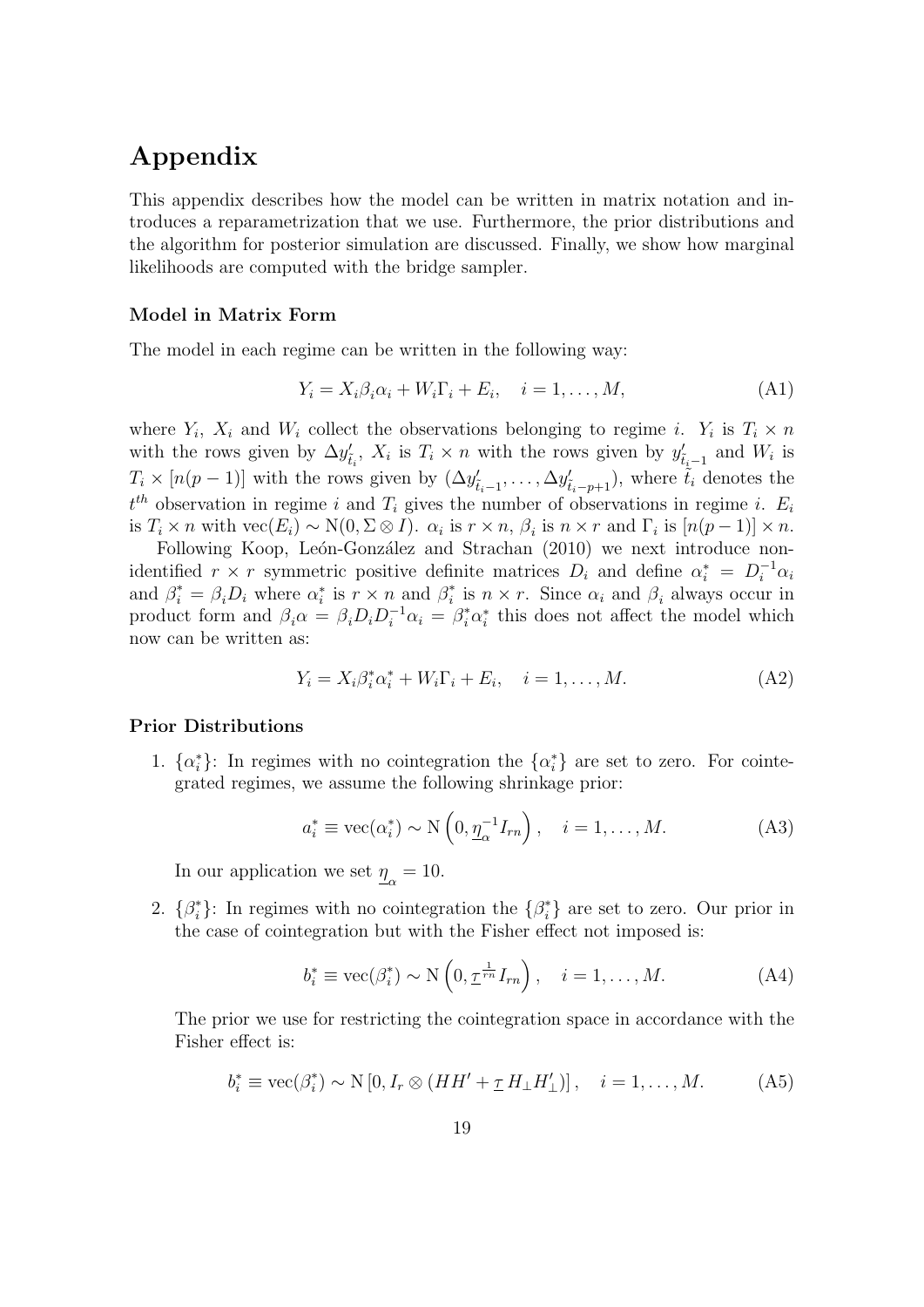# Appendix

This appendix describes how the model can be written in matrix notation and introduces a reparametrization that we use. Furthermore, the prior distributions and the algorithm for posterior simulation are discussed. Finally, we show how marginal likelihoods are computed with the bridge sampler.

### Model in Matrix Form

The model in each regime can be written in the following way:

$$Y_i = X_i \beta_i \alpha_i + W_i \Gamma_i + E_i, \quad i = 1, \ldots, M, \tag{A1}$$

where $Y_i$, $X_i$ and $W_i$ collect the observations belonging to regime $i$. $Y_i$ is $T_i \times n$ with the rows given by $\Delta y'_{\tilde{t}_i}$, $X_i$ is $T_i \times n$ with the rows given by $y'_{\tilde{t}_i - 1}$ and $W_i$ is $T_i \times [n(p-1)]$ with the rows given by $(\Delta y'_{\tilde{t}_i - 1}, \ldots, \Delta y'_{\tilde{t}_i - p + 1})$, where $\tilde{t}_i$ denotes the $t^{th}$ observation in regime $i$ and $T_i$ gives the number of observations in regime $i$. $E_i$ is $T_i \times n$ with $\text{vec}(E_i) \sim \text{N}(0, \Sigma \otimes I)$. $\alpha_i$ is $r \times n$, $\beta_i$ is $n \times r$ and $\Gamma_i$ is $[n(p-1)] \times n$.

Following Koop, León-González and Strachan (2010) we next introduce non-identified $r \times r$ symmetric positive definite matrices $D_i$ and define $\alpha_i^* = D_i^{-1} \alpha_i$ and $\beta_i^* = \beta_i D_i$ where $\alpha_i^*$ is $r \times n$ and $\beta_i^*$ is $n \times r$. Since $\alpha_i$ and $\beta_i$ always occur in product form and $\beta_i \alpha = \beta_i D_i D_i^{-1} \alpha_i = \beta_i^* \alpha_i^*$ this does not affect the model which now can be written as:

$$Y_i = X_i \beta_i^* \alpha_i^* + W_i \Gamma_i + E_i, \quad i = 1, \ldots, M. \tag{A2}$$

### Prior Distributions

1. $\{\alpha_i^*\}$: In regimes with no cointegration the $\{\alpha_i^*\}$ are set to zero. For cointegrated regimes, we assume the following shrinkage prior:

$$a_i^* \equiv \text{vec}(\alpha_i^*) \sim \text{N}\left(0, \underline{\eta}_\alpha^{-1} I_{rn}\right), \quad i = 1, \ldots, M. \tag{A3}$$

   In our application we set $\underline{\eta}_\alpha = 10$.

2. $\{\beta_i^*\}$: In regimes with no cointegration the $\{\beta_i^*\}$ are set to zero. Our prior in the case of cointegration but with the Fisher effect not imposed is:

$$b_i^* \equiv \text{vec}(\beta_i^*) \sim \text{N}\left(0, \underline{\tau}^{\frac{1}{rn}} I_{rn}\right), \quad i = 1, \ldots, M. \tag{A4}$$

   The prior we use for restricting the cointegration space in accordance with the Fisher effect is:

$$b_i^* \equiv \text{vec}(\beta_i^*) \sim \text{N}\left[0, I_r \otimes (HH' + \underline{\tau}\, H_\perp H_\perp')\right], \quad i = 1, \ldots, M. \tag{A5}$$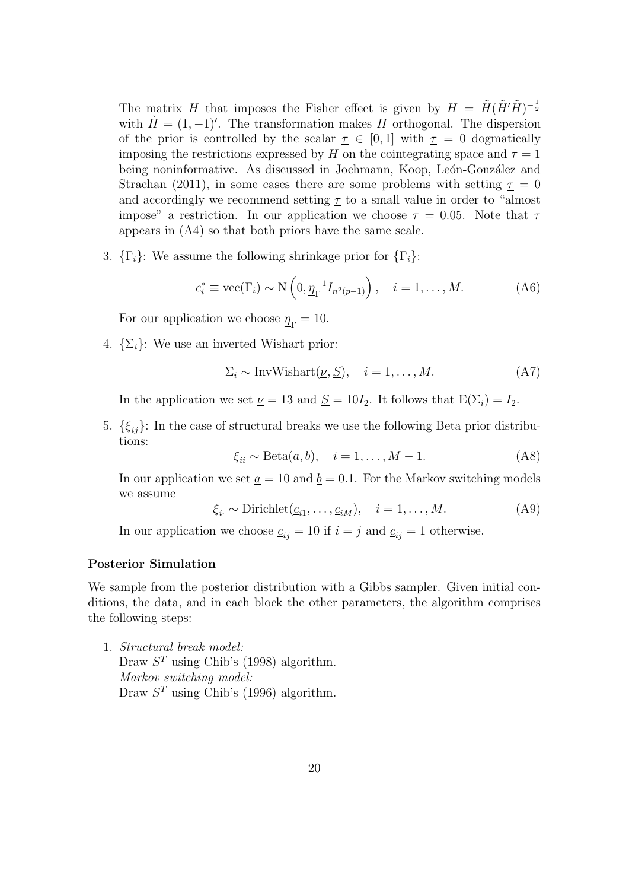The matrix $H$ that imposes the Fisher effect is given by $H = \tilde{H}(\tilde{H}'\tilde{H})^{-\frac{1}{2}}$ with $\tilde{H} = (1, -1)'$. The transformation makes $H$ orthogonal. The dispersion of the prior is controlled by the scalar $\underline{\tau} \in [0, 1]$ with $\underline{\tau} = 0$ dogmatically imposing the restrictions expressed by $H$ on the cointegrating space and $\underline{\tau} = 1$ being noninformative. As discussed in Jochmann, Koop, León-González and Strachan (2011), in some cases there are some problems with setting $\underline{\tau} = 0$ and accordingly we recommend setting $\underline{\tau}$ to a small value in order to "almost impose" a restriction. In our application we choose $\underline{\tau} = 0.05$. Note that $\underline{\tau}$ appears in (A4) so that both priors have the same scale.

3. $\{\Gamma_i\}$: We assume the following shrinkage prior for $\{\Gamma_i\}$:

$$c_i^* \equiv \mathrm{vec}(\Gamma_i) \sim \mathrm{N}\left(0, \underline{\eta}_\Gamma^{-1} I_{n^2(p-1)}\right), \quad i = 1, \ldots, M. \tag{A6}$$

   For our application we choose $\underline{\eta}_\Gamma = 10$.

4. $\{\Sigma_i\}$: We use an inverted Wishart prior:

$$\Sigma_i \sim \mathrm{InvWishart}(\underline{\nu}, \underline{S}), \quad i = 1, \ldots, M. \tag{A7}$$

   In the application we set $\underline{\nu} = 13$ and $\underline{S} = 10 I_2$. It follows that $\mathrm{E}(\Sigma_i) = I_2$.

5. $\{\xi_{ij}\}$: In the case of structural breaks we use the following Beta prior distributions:

$$\xi_{ii} \sim \mathrm{Beta}(\underline{a}, \underline{b}), \quad i = 1, \ldots, M-1. \tag{A8}$$

   In our application we set $\underline{a} = 10$ and $\underline{b} = 0.1$. For the Markov switching models we assume

$$\xi_{i\cdot} \sim \mathrm{Dirichlet}(\underline{c}_{i1}, \ldots, \underline{c}_{iM}), \quad i = 1, \ldots, M. \tag{A9}$$

   In our application we choose $\underline{c}_{ij} = 10$ if $i = j$ and $\underline{c}_{ij} = 1$ otherwise.

**Posterior Simulation**

We sample from the posterior distribution with a Gibbs sampler. Given initial conditions, the data, and in each block the other parameters, the algorithm comprises the following steps:

1. *Structural break model:*
   Draw $S^T$ using Chib's (1998) algorithm.
   *Markov switching model:*
   Draw $S^T$ using Chib's (1996) algorithm.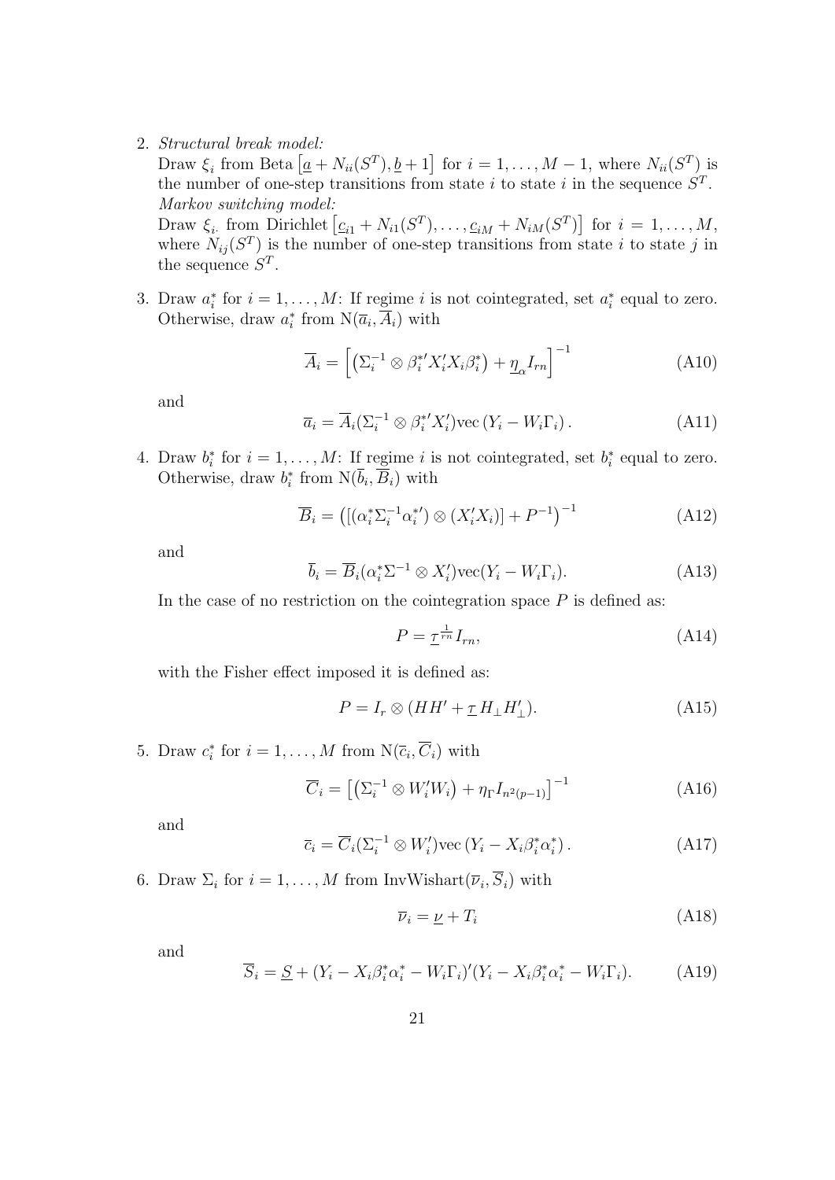2. *Structural break model:*
   Draw $\xi_i$ from Beta $\left[\underline{a} + N_{ii}(S^T), \underline{b} + 1\right]$ for $i = 1, \ldots, M-1$, where $N_{ii}(S^T)$ is the number of one-step transitions from state $i$ to state $i$ in the sequence $S^T$.
   *Markov switching model:*
   Draw $\xi_{i\cdot}$ from Dirichlet $\left[\underline{c}_{i1} + N_{i1}(S^T), \ldots, \underline{c}_{iM} + N_{iM}(S^T)\right]$ for $i = 1, \ldots, M$, where $N_{ij}(S^T)$ is the number of one-step transitions from state $i$ to state $j$ in the sequence $S^T$.

3. Draw $a_i^*$ for $i = 1, \ldots, M$: If regime $i$ is not cointegrated, set $a_i^*$ equal to zero. Otherwise, draw $a_i^*$ from $\mathrm{N}(\overline{a}_i, \overline{A}_i)$ with

$$\overline{A}_i = \left[\left(\Sigma_i^{-1} \otimes \beta_i^{*\prime} X_i' X_i \beta_i^*\right) + \underline{\eta}_{\alpha} I_{rn}\right]^{-1} \tag{A10}$$

   and

$$\overline{a}_i = \overline{A}_i (\Sigma_i^{-1} \otimes \beta_i^{*\prime} X_i') \mathrm{vec}\left(Y_i - W_i \Gamma_i\right). \tag{A11}$$

4. Draw $b_i^*$ for $i = 1, \ldots, M$: If regime $i$ is not cointegrated, set $b_i^*$ equal to zero. Otherwise, draw $b_i^*$ from $\mathrm{N}(\overline{b}_i, \overline{B}_i)$ with

$$\overline{B}_i = \left(\left[(\alpha_i^* \Sigma_i^{-1} \alpha_i^{*\prime}) \otimes (X_i' X_i)\right] + P^{-1}\right)^{-1} \tag{A12}$$

   and

$$\overline{b}_i = \overline{B}_i (\alpha_i^* \Sigma^{-1} \otimes X_i') \mathrm{vec}(Y_i - W_i \Gamma_i). \tag{A13}$$

   In the case of no restriction on the cointegration space $P$ is defined as:

$$P = \underline{\tau}^{\frac{1}{rn}} I_{rn}, \tag{A14}$$

   with the Fisher effect imposed it is defined as:

$$P = I_r \otimes (HH' + \underline{\tau}\, H_{\perp} H_{\perp}'). \tag{A15}$$

5. Draw $c_i^*$ for $i = 1, \ldots, M$ from $\mathrm{N}(\overline{c}_i, \overline{C}_i)$ with

$$\overline{C}_i = \left[\left(\Sigma_i^{-1} \otimes W_i' W_i\right) + \eta_{\Gamma} I_{n^2(p-1)}\right]^{-1} \tag{A16}$$

   and

$$\overline{c}_i = \overline{C}_i (\Sigma_i^{-1} \otimes W_i') \mathrm{vec}\left(Y_i - X_i \beta_i^* \alpha_i^*\right). \tag{A17}$$

6. Draw $\Sigma_i$ for $i = 1, \ldots, M$ from InvWishart$(\overline{\nu}_i, \overline{S}_i)$ with

$$\overline{\nu}_i = \underline{\nu} + T_i \tag{A18}$$

   and

$$\overline{S}_i = \underline{S} + (Y_i - X_i \beta_i^* \alpha_i^* - W_i \Gamma_i)'(Y_i - X_i \beta_i^* \alpha_i^* - W_i \Gamma_i). \tag{A19}$$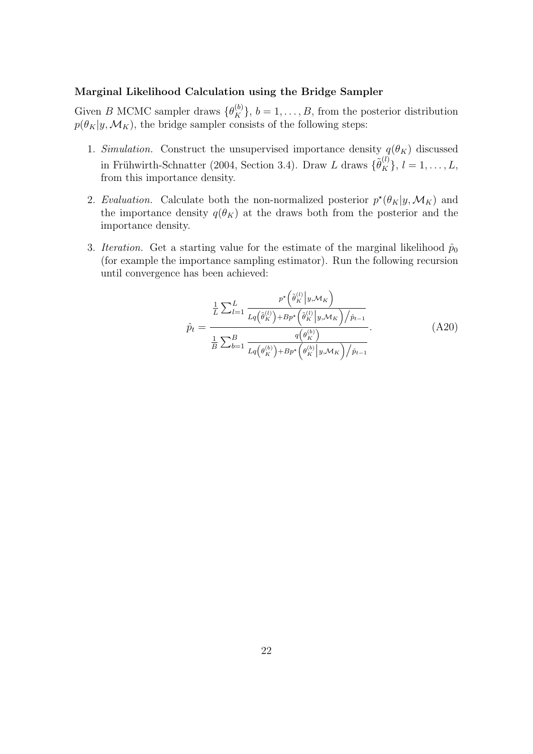**Marginal Likelihood Calculation using the Bridge Sampler**

Given $B$ MCMC sampler draws $\{\theta_K^{(b)}\}$, $b = 1, \ldots, B$, from the posterior distribution $p(\theta_K|y, \mathcal{M}_K)$, the bridge sampler consists of the following steps:

1. *Simulation.* Construct the unsupervised importance density $q(\theta_K)$ discussed in Frühwirth-Schnatter (2004, Section 3.4). Draw $L$ draws $\{\tilde{\theta}_K^{(l)}\}$, $l = 1, \ldots, L$, from this importance density.

2. *Evaluation.* Calculate both the non-normalized posterior $p^\star(\theta_K|y, \mathcal{M}_K)$ and the importance density $q(\theta_K)$ at the draws both from the posterior and the importance density.

3. *Iteration.* Get a starting value for the estimate of the marginal likelihood $\hat{p}_0$ (for example the importance sampling estimator). Run the following recursion until convergence has been achieved:

$$\hat{p}_t = \frac{\frac{1}{L}\sum_{l=1}^{L} \frac{p^\star\left(\tilde{\theta}_K^{(l)}\middle|y, \mathcal{M}_K\right)}{Lq\left(\tilde{\theta}_K^{(l)}\right) + Bp^\star\left(\tilde{\theta}_K^{(l)}\middle|y, \mathcal{M}_K\right)\Big/\hat{p}_{t-1}}}{\frac{1}{B}\sum_{b=1}^{B} \frac{q\left(\theta_K^{(b)}\right)}{Lq\left(\theta_K^{(b)}\right) + Bp^\star\left(\theta_K^{(b)}\middle|y, \mathcal{M}_K\right)\Big/\hat{p}_{t-1}}}. \tag{A20}$$